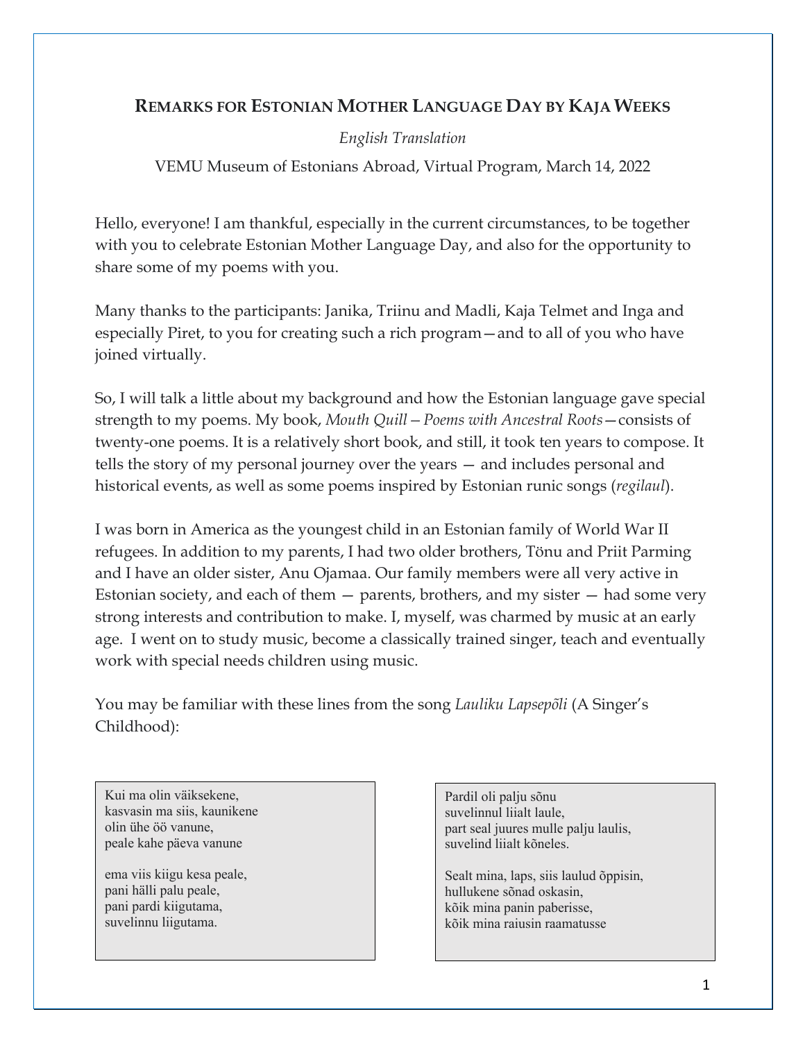## REMARKS FOR ESTONIAN MOTHER LANGUAGE DAY BY KAJA WEEKS

*English Translation*

VEMU Museum of Estonians Abroad, Virtual Program, March 14, 2022

Hello, everyone! I am thankful, especially in the current circumstances, to be together with you to celebrate Estonian Mother Language Day, and also for the opportunity to share some of my poems with you.

Many thanks to the participants: Janika, Triinu and Madli, Kaja Telmet and Inga and especially Piret, to you for creating such a rich program—and to all of you who have joined virtually.

So, I will talk a little about my background and how the Estonian language gave special strength to my poems. My book, *Mouth Quill—Poems with Ancestral Roots*—consists of twenty-one poems. It is a relatively short book, and still, it took ten years to compose. It tells the story of my personal journey over the years — and includes personal and historical events, as well as some poems inspired by Estonian runic songs (*regilaul*).

I was born in America as the youngest child in an Estonian family of World War II refugees. In addition to my parents, I had two older brothers, Tõnu and Priit Parming and I have an older sister, Anu Ojamaa. Our family members were all very active in Estonian society, and each of them — parents, brothers, and my sister — had some very strong interests and contribution to make. I, myself, was charmed by music at an early age. I went on to study music, become a classically trained singer, teach and eventually work with special needs children using music.

You may be familiar with these lines from the song *Lauliku Lapsepõli* (A Singer's Childhood):

Kui ma olin väiksekene,
kasvasin ma siis, kaunikene
olin ühe öö vanune,
peale kahe päeva vanune

ema viis kiigu kesa peale,
pani hälli palu peale,
pani pardi kiigutama,
suvelinnu liigutama.

Pardil oli palju sõnu
suvelinnul liialt laule,
part seal juures mulle palju laulis,
suvelind liialt kõneles.

Sealt mina, laps, siis laulud õppisin,
hullukene sõnad oskasin,
kõik mina panin paberisse,
kõik mina raiusin raamatusse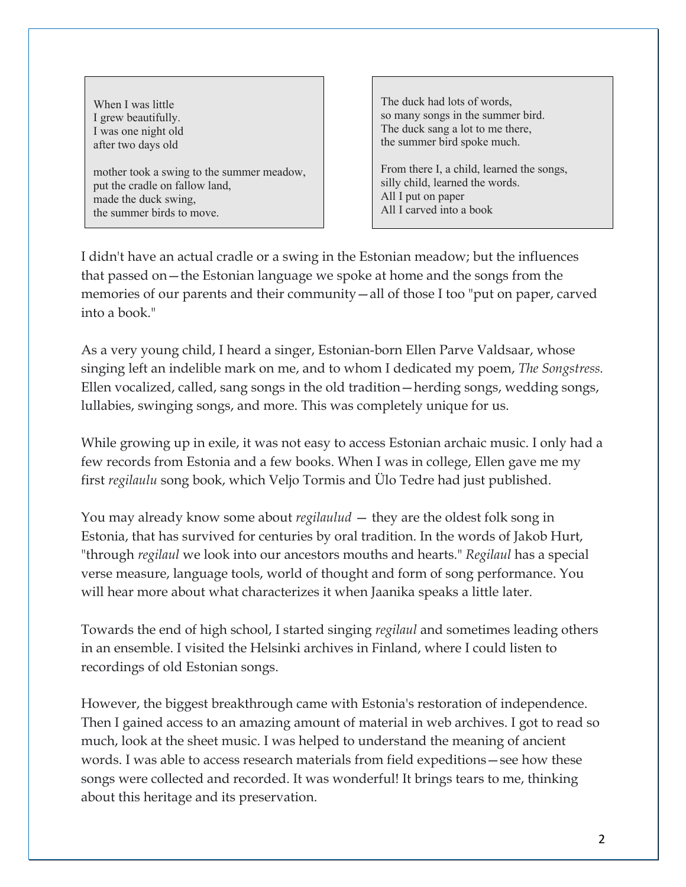When I was little
I grew beautifully.
I was one night old
after two days old

mother took a swing to the summer meadow,
put the cradle on fallow land,
made the duck swing,
the summer birds to move.

The duck had lots of words,
so many songs in the summer bird.
The duck sang a lot to me there,
the summer bird spoke much.

From there I, a child, learned the songs,
silly child, learned the words.
All I put on paper
All I carved into a book

I didn't have an actual cradle or a swing in the Estonian meadow; but the influences that passed on—the Estonian language we spoke at home and the songs from the memories of our parents and their community—all of those I too "put on paper, carved into a book."

As a very young child, I heard a singer, Estonian-born Ellen Parve Valdsaar, whose singing left an indelible mark on me, and to whom I dedicated my poem, *The Songstress.* Ellen vocalized, called, sang songs in the old tradition—herding songs, wedding songs, lullabies, swinging songs, and more. This was completely unique for us.

While growing up in exile, it was not easy to access Estonian archaic music. I only had a few records from Estonia and a few books. When I was in college, Ellen gave me my first *regilaulu* song book, which Veljo Tormis and Ülo Tedre had just published.

You may already know some about *regilaulud* — they are the oldest folk song in Estonia, that has survived for centuries by oral tradition. In the words of Jakob Hurt, "through *regilaul* we look into our ancestors mouths and hearts." *Regilaul* has a special verse measure, language tools, world of thought and form of song performance. You will hear more about what characterizes it when Jaanika speaks a little later.

Towards the end of high school, I started singing *regilaul* and sometimes leading others in an ensemble. I visited the Helsinki archives in Finland, where I could listen to recordings of old Estonian songs.

However, the biggest breakthrough came with Estonia's restoration of independence. Then I gained access to an amazing amount of material in web archives. I got to read so much, look at the sheet music. I was helped to understand the meaning of ancient words. I was able to access research materials from field expeditions—see how these songs were collected and recorded. It was wonderful! It brings tears to me, thinking about this heritage and its preservation.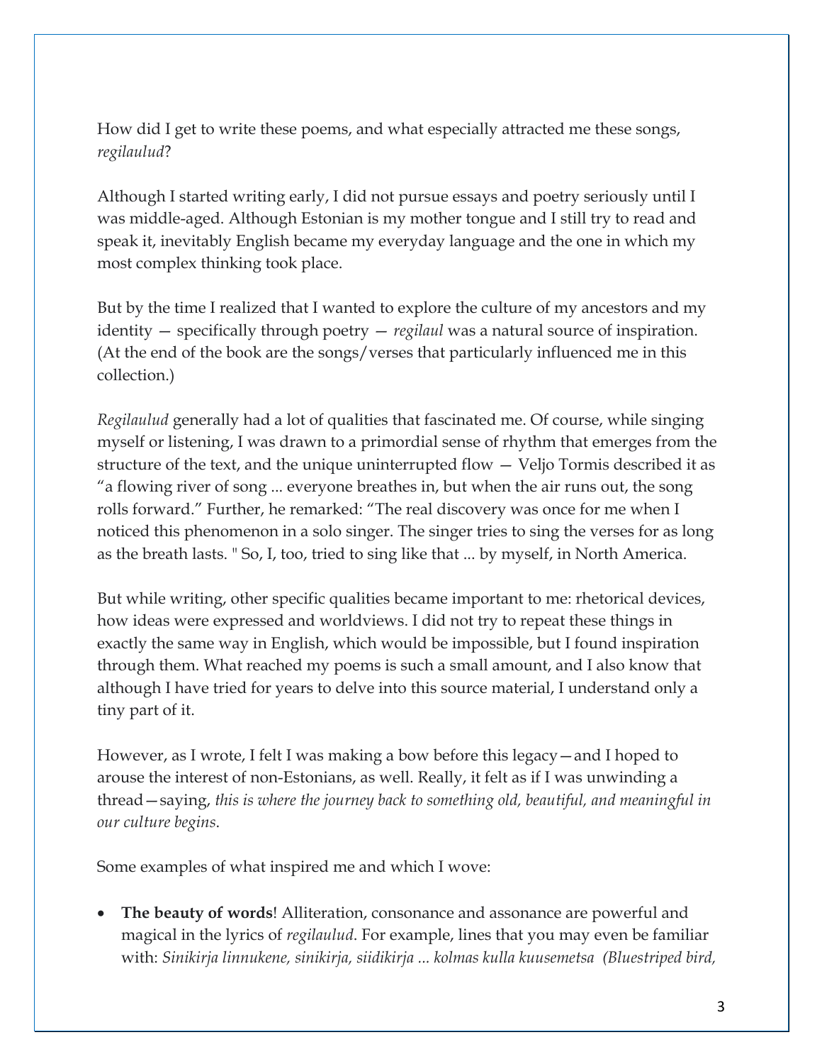How did I get to write these poems, and what especially attracted me these songs, *regilaulud*?

Although I started writing early, I did not pursue essays and poetry seriously until I was middle-aged. Although Estonian is my mother tongue and I still try to read and speak it, inevitably English became my everyday language and the one in which my most complex thinking took place.

But by the time I realized that I wanted to explore the culture of my ancestors and my identity — specifically through poetry — *regilaul* was a natural source of inspiration. (At the end of the book are the songs/verses that particularly influenced me in this collection.)

*Regilaulud* generally had a lot of qualities that fascinated me. Of course, while singing myself or listening, I was drawn to a primordial sense of rhythm that emerges from the structure of the text, and the unique uninterrupted flow — Veljo Tormis described it as "a flowing river of song ... everyone breathes in, but when the air runs out, the song rolls forward." Further, he remarked: "The real discovery was once for me when I noticed this phenomenon in a solo singer. The singer tries to sing the verses for as long as the breath lasts. " So, I, too, tried to sing like that ... by myself, in North America.

But while writing, other specific qualities became important to me: rhetorical devices, how ideas were expressed and worldviews. I did not try to repeat these things in exactly the same way in English, which would be impossible, but I found inspiration through them. What reached my poems is such a small amount, and I also know that although I have tried for years to delve into this source material, I understand only a tiny part of it.

However, as I wrote, I felt I was making a bow before this legacy—and I hoped to arouse the interest of non-Estonians, as well. Really, it felt as if I was unwinding a thread—saying, *this is where the journey back to something old, beautiful, and meaningful in our culture begins*.

Some examples of what inspired me and which I wove:

- **The beauty of words**! Alliteration, consonance and assonance are powerful and magical in the lyrics of *regilaulud*. For example, lines that you may even be familiar with: *Sinikirja linnukene, sinikirja, siidikirja ... kolmas kulla kuusemetsa (Bluestriped bird,*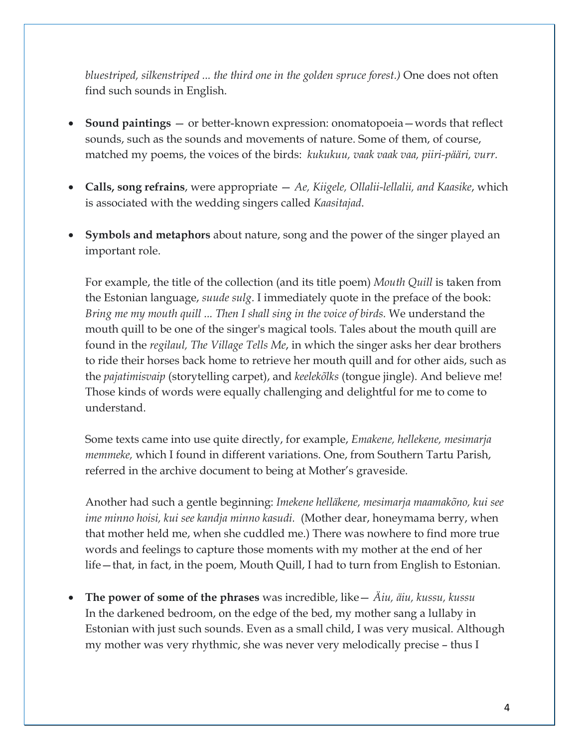*bluestriped, silkenstriped ... the third one in the golden spruce forest.)* One does not often find such sounds in English.

- **Sound paintings** — or better-known expression: onomatopoeia—words that reflect sounds, such as the sounds and movements of nature. Some of them, of course, matched my poems, the voices of the birds: *kukukuu, vaak vaak vaa, piiri-pääri, vurr.*

- **Calls, song refrains**, were appropriate — *Ae, Kiigele, Ollalii-lellalii, and Kaasike*, which is associated with the wedding singers called *Kaasitajad*.

- **Symbols and metaphors** about nature, song and the power of the singer played an important role.

  For example, the title of the collection (and its title poem) *Mouth Quill* is taken from the Estonian language, *suude sulg*. I immediately quote in the preface of the book: *Bring me my mouth quill ... Then I shall sing in the voice of birds.* We understand the mouth quill to be one of the singer's magical tools. Tales about the mouth quill are found in the *regilaul, The Village Tells Me*, in which the singer asks her dear brothers to ride their horses back home to retrieve her mouth quill and for other aids, such as the *pajatimisvaip* (storytelling carpet), and *keelekõlks* (tongue jingle). And believe me! Those kinds of words were equally challenging and delightful for me to come to understand.

  Some texts came into use quite directly, for example, *Emakene, hellekene, mesimarja memmeke,* which I found in different variations. One, from Southern Tartu Parish, referred in the archive document to being at Mother's graveside.

  Another had such a gentle beginning: *Imekene helläkene, mesimarja maamakõno, kui see ime minno hoisi, kui see kandja minno kasudi.* (Mother dear, honeymama berry, when that mother held me, when she cuddled me.) There was nowhere to find more true words and feelings to capture those moments with my mother at the end of her life—that, in fact, in the poem, Mouth Quill, I had to turn from English to Estonian.

- **The power of some of the phrases** was incredible, like— *Äiu, äiu, kussu, kussu*
  In the darkened bedroom, on the edge of the bed, my mother sang a lullaby in Estonian with just such sounds. Even as a small child, I was very musical. Although my mother was very rhythmic, she was never very melodically precise – thus I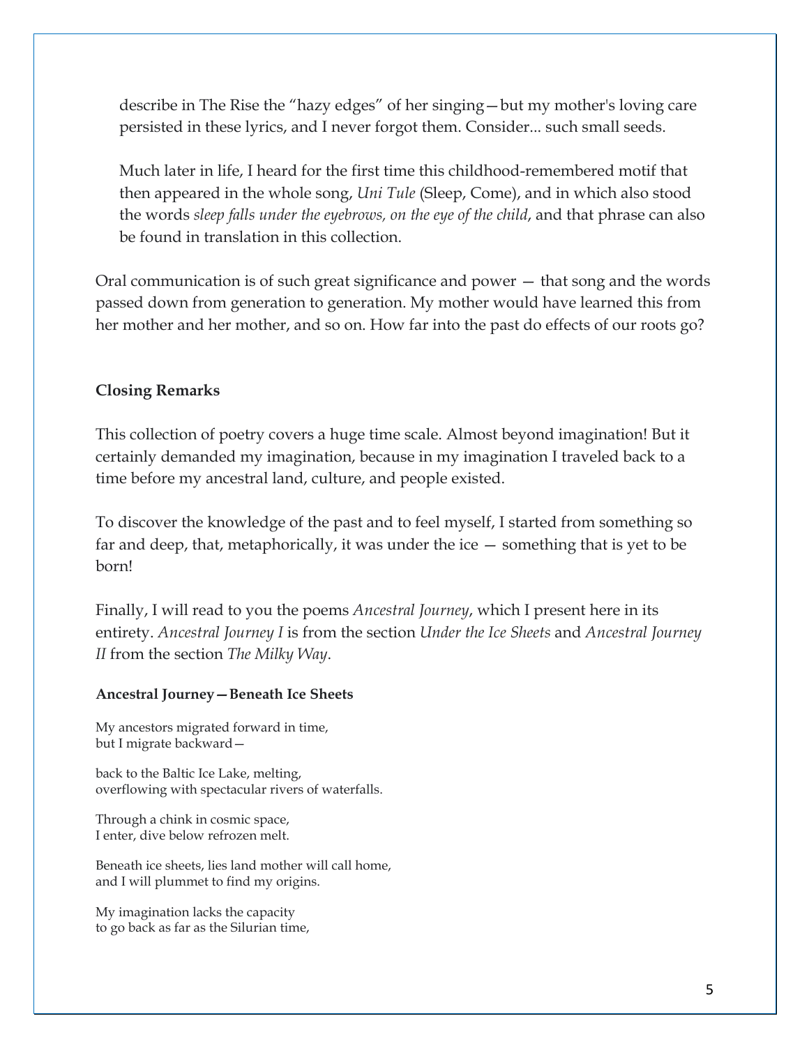describe in The Rise the "hazy edges" of her singing—but my mother's loving care persisted in these lyrics, and I never forgot them. Consider... such small seeds.

Much later in life, I heard for the first time this childhood-remembered motif that then appeared in the whole song, *Uni Tule* (Sleep, Come), and in which also stood the words *sleep falls under the eyebrows, on the eye of the child*, and that phrase can also be found in translation in this collection.

Oral communication is of such great significance and power — that song and the words passed down from generation to generation. My mother would have learned this from her mother and her mother, and so on. How far into the past do effects of our roots go?

**Closing Remarks**

This collection of poetry covers a huge time scale. Almost beyond imagination! But it certainly demanded my imagination, because in my imagination I traveled back to a time before my ancestral land, culture, and people existed.

To discover the knowledge of the past and to feel myself, I started from something so far and deep, that, metaphorically, it was under the ice — something that is yet to be born!

Finally, I will read to you the poems *Ancestral Journey*, which I present here in its entirety. *Ancestral Journey I* is from the section *Under the Ice Sheets* and *Ancestral Journey II* from the section *The Milky Way*.

**Ancestral Journey—Beneath Ice Sheets**

My ancestors migrated forward in time,
but I migrate backward—

back to the Baltic Ice Lake, melting,
overflowing with spectacular rivers of waterfalls.

Through a chink in cosmic space,
I enter, dive below refrozen melt.

Beneath ice sheets, lies land mother will call home,
and I will plummet to find my origins.

My imagination lacks the capacity
to go back as far as the Silurian time,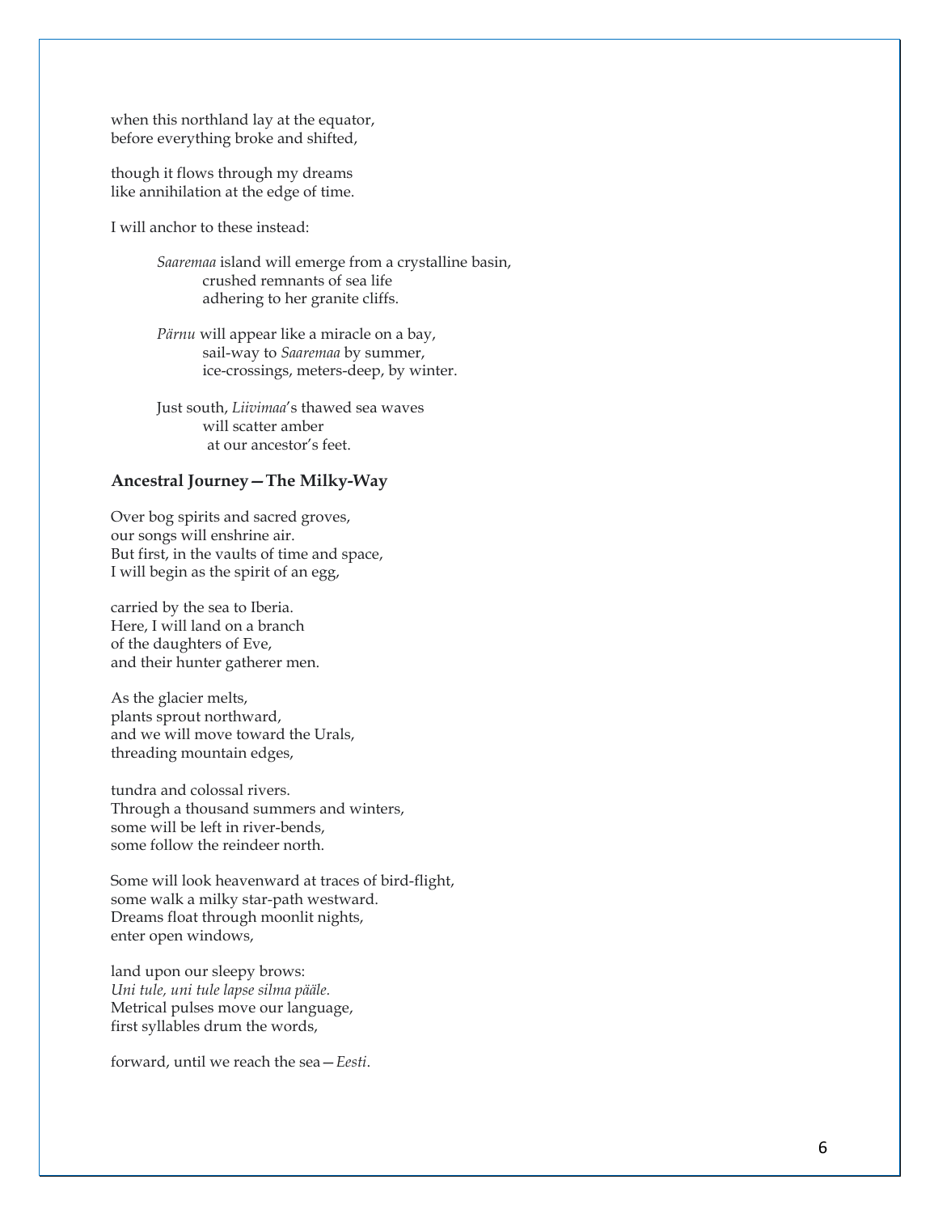when this northland lay at the equator,
before everything broke and shifted,

though it flows through my dreams
like annihilation at the edge of time.

I will anchor to these instead:

> *Saaremaa* island will emerge from a crystalline basin,
> crushed remnants of sea life
> adhering to her granite cliffs.
>
> *Pärnu* will appear like a miracle on a bay,
> sail-way to *Saaremaa* by summer,
> ice-crossings, meters-deep, by winter.
>
> Just south, *Liivimaa*'s thawed sea waves
> will scatter amber
> at our ancestor's feet.

### Ancestral Journey—The Milky-Way

Over bog spirits and sacred groves,
our songs will enshrine air.
But first, in the vaults of time and space,
I will begin as the spirit of an egg,

carried by the sea to Iberia.
Here, I will land on a branch
of the daughters of Eve,
and their hunter gatherer men.

As the glacier melts,
plants sprout northward,
and we will move toward the Urals,
threading mountain edges,

tundra and colossal rivers.
Through a thousand summers and winters,
some will be left in river-bends,
some follow the reindeer north.

Some will look heavenward at traces of bird-flight,
some walk a milky star-path westward.
Dreams float through moonlit nights,
enter open windows,

land upon our sleepy brows:
*Uni tule, uni tule lapse silma pääle.*
Metrical pulses move our language,
first syllables drum the words,

forward, until we reach the sea—*Eesti*.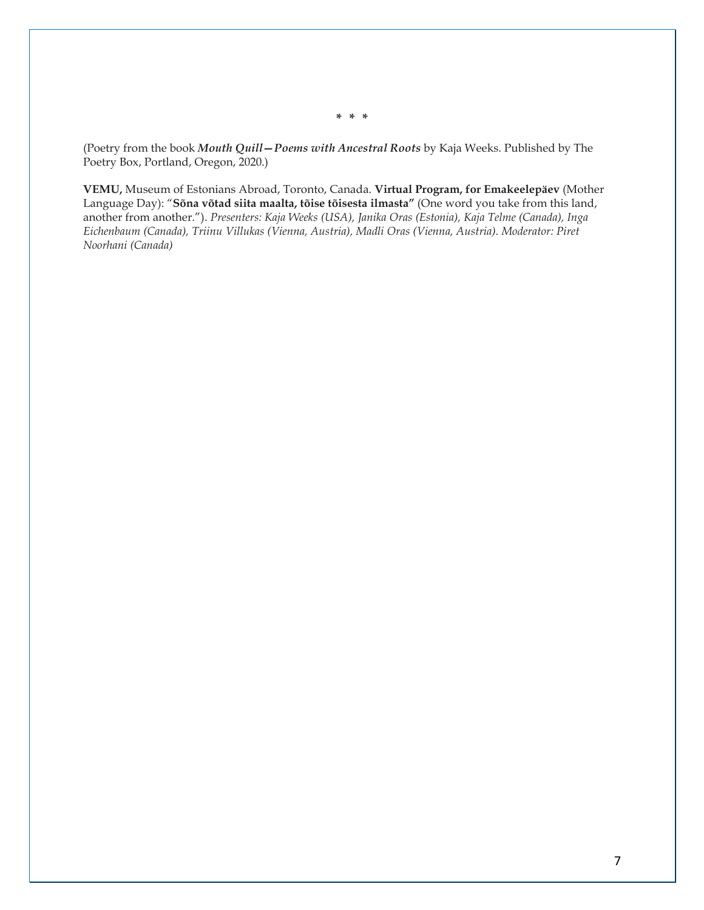\* \* \*

(Poetry from the book ***Mouth Quill—Poems with Ancestral Roots*** by Kaja Weeks. Published by The Poetry Box, Portland, Oregon, 2020.)

**VEMU,** Museum of Estonians Abroad, Toronto, Canada. **Virtual Program, for Emakeelepäev** (Mother Language Day): "**Sõna võtad siita maalta, tõise tõisesta ilmasta"** (One word you take from this land, another from another."). *Presenters: Kaja Weeks (USA), Janika Oras (Estonia), Kaja Telme (Canada), Inga Eichenbaum (Canada), Triinu Villukas (Vienna, Austria), Madli Oras (Vienna, Austria). Moderator: Piret Noorhani (Canada)*